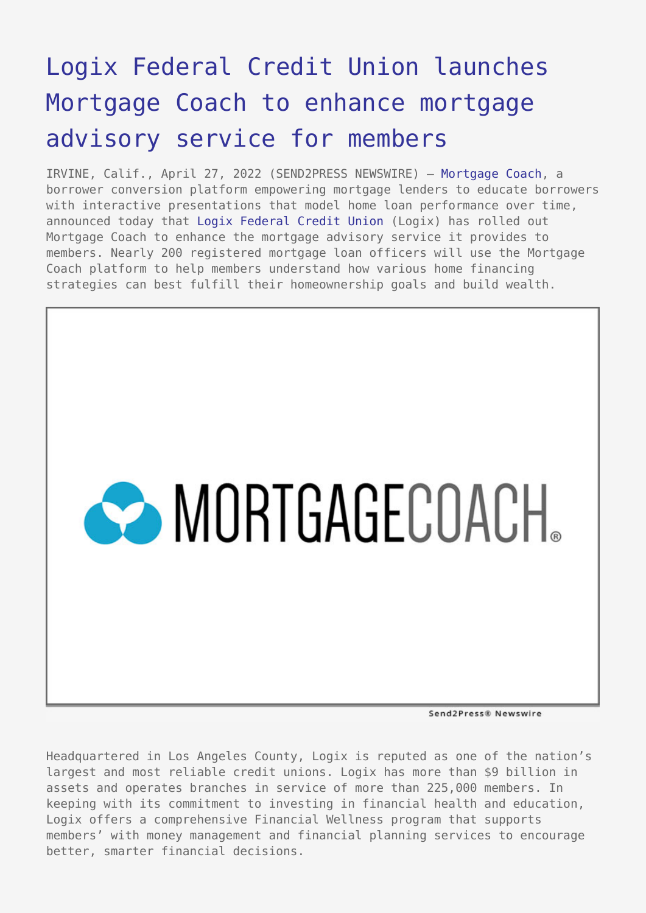# Logix Federal Credit Union launches Mortgage Coach to enhance mortgage advisory service for members

IRVINE, Calif., April 27, 2022 (SEND2PRESS NEWSWIRE) — Mortgage Coach, a borrower conversion platform empowering mortgage lenders to educate borrowers with interactive presentations that model home loan performance over time, announced today that Logix Federal Credit Union (Logix) has rolled out Mortgage Coach to enhance the mortgage advisory service it provides to members. Nearly 200 registered mortgage loan officers will use the Mortgage Coach platform to help members understand how various home financing strategies can best fulfill their homeownership goals and build wealth.

Headquartered in Los Angeles County, Logix is reputed as one of the nation's largest and most reliable credit unions. Logix has more than $9 billion in assets and operates branches in service of more than 225,000 members. In keeping with its commitment to investing in financial health and education, Logix offers a comprehensive Financial Wellness program that supports members' with money management and financial planning services to encourage better, smarter financial decisions.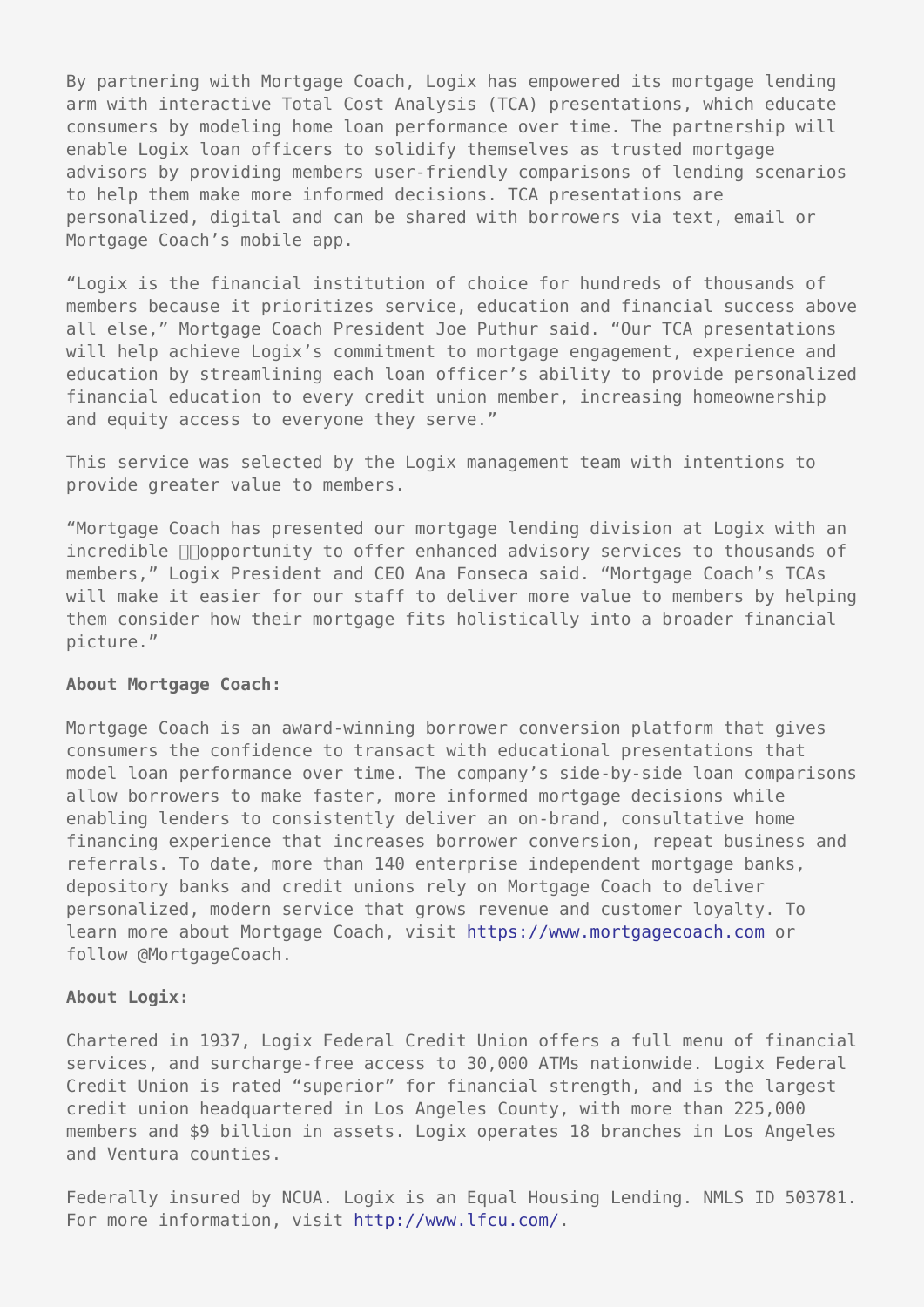By partnering with Mortgage Coach, Logix has empowered its mortgage lending arm with interactive Total Cost Analysis (TCA) presentations, which educate consumers by modeling home loan performance over time. The partnership will enable Logix loan officers to solidify themselves as trusted mortgage advisors by providing members user-friendly comparisons of lending scenarios to help them make more informed decisions. TCA presentations are personalized, digital and can be shared with borrowers via text, email or Mortgage Coach's mobile app.

"Logix is the financial institution of choice for hundreds of thousands of members because it prioritizes service, education and financial success above all else," Mortgage Coach President Joe Puthur said. "Our TCA presentations will help achieve Logix's commitment to mortgage engagement, experience and education by streamlining each loan officer's ability to provide personalized financial education to every credit union member, increasing homeownership and equity access to everyone they serve."

This service was selected by the Logix management team with intentions to provide greater value to members.

"Mortgage Coach has presented our mortgage lending division at Logix with an incredible opportunity to offer enhanced advisory services to thousands of members," Logix President and CEO Ana Fonseca said. "Mortgage Coach's TCAs will make it easier for our staff to deliver more value to members by helping them consider how their mortgage fits holistically into a broader financial picture."

**About Mortgage Coach:**

Mortgage Coach is an award-winning borrower conversion platform that gives consumers the confidence to transact with educational presentations that model loan performance over time. The company's side-by-side loan comparisons allow borrowers to make faster, more informed mortgage decisions while enabling lenders to consistently deliver an on-brand, consultative home financing experience that increases borrower conversion, repeat business and referrals. To date, more than 140 enterprise independent mortgage banks, depository banks and credit unions rely on Mortgage Coach to deliver personalized, modern service that grows revenue and customer loyalty. To learn more about Mortgage Coach, visit https://www.mortgagecoach.com or follow @MortgageCoach.

**About Logix:**

Chartered in 1937, Logix Federal Credit Union offers a full menu of financial services, and surcharge-free access to 30,000 ATMs nationwide. Logix Federal Credit Union is rated "superior" for financial strength, and is the largest credit union headquartered in Los Angeles County, with more than 225,000 members and $9 billion in assets. Logix operates 18 branches in Los Angeles and Ventura counties.

Federally insured by NCUA. Logix is an Equal Housing Lending. NMLS ID 503781. For more information, visit http://www.lfcu.com/.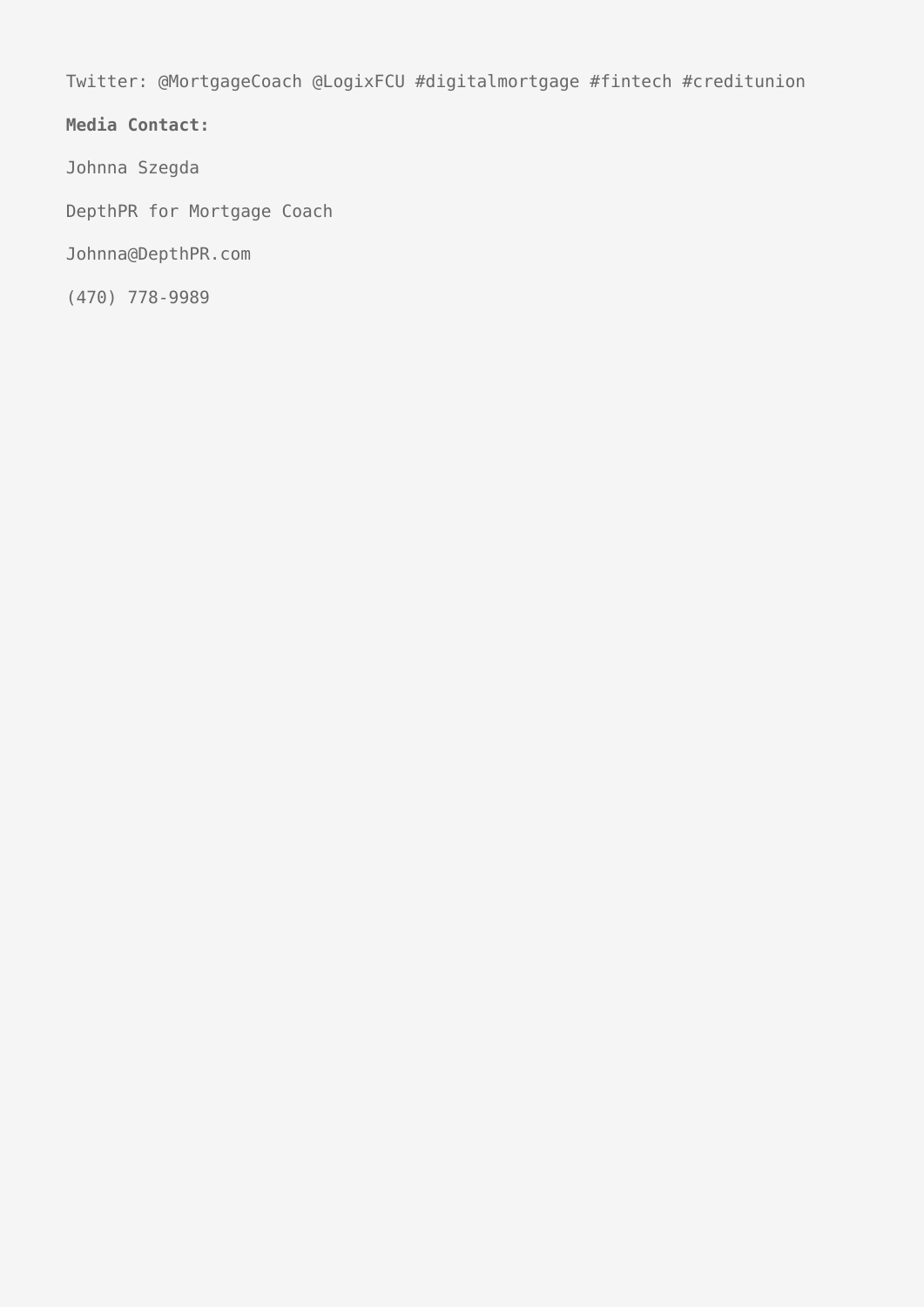Twitter: @MortgageCoach @LogixFCU #digitalmortgage #fintech #creditunion

**Media Contact:**

Johnna Szegda

DepthPR for Mortgage Coach

Johnna@DepthPR.com

(470) 778-9989